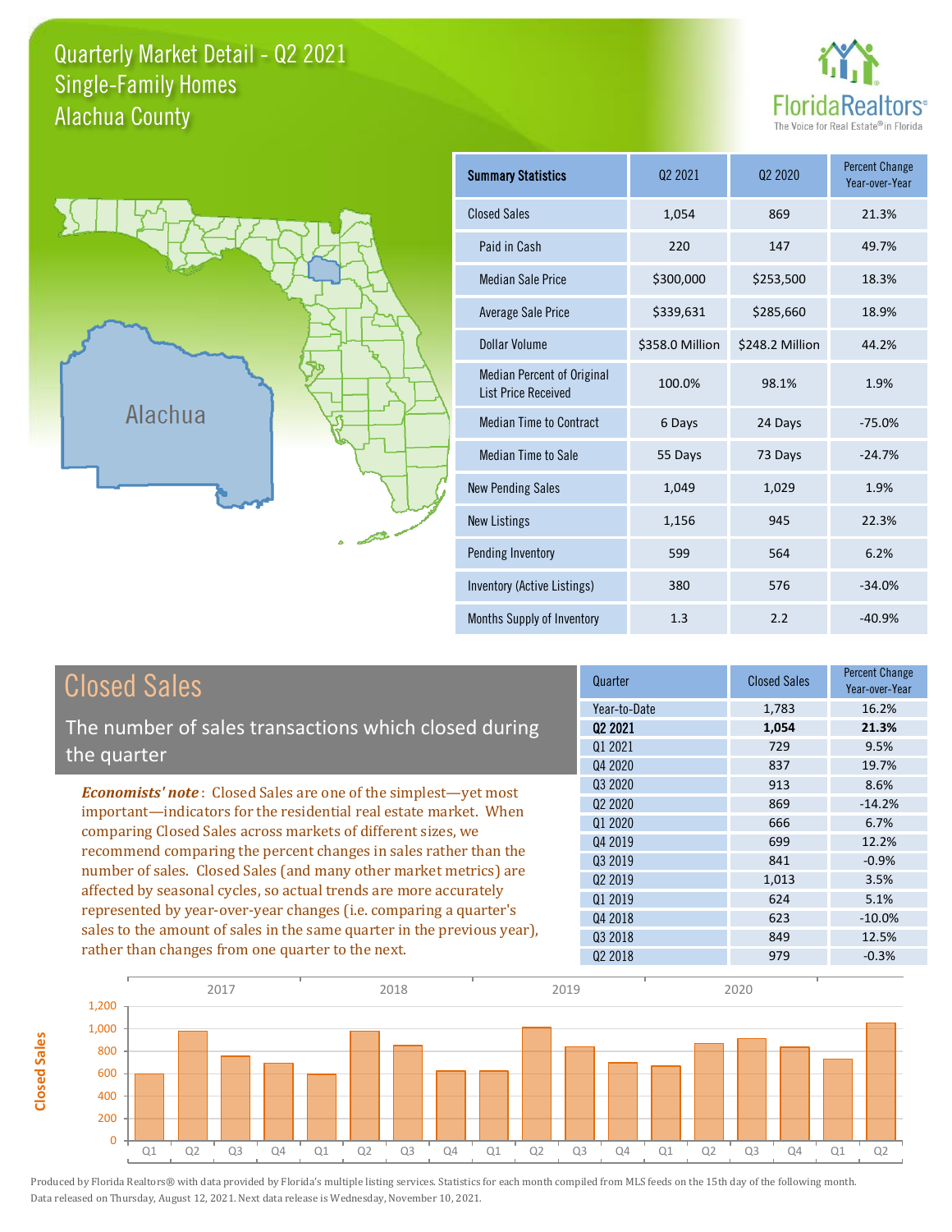# Quarterly Market Detail - Q2 2021
## Single-Family Homes
## Alachua County

FloridaRealtors®
The Voice for Real Estate® in Florida

Alachua

| Summary Statistics | Q2 2021 | Q2 2020 | Percent Change Year-over-Year |
|---|---|---|---|
| Closed Sales | 1,054 | 869 | 21.3% |
| Paid in Cash | 220 | 147 | 49.7% |
| Median Sale Price | $300,000 | $253,500 | 18.3% |
| Average Sale Price | $339,631 | $285,660 | 18.9% |
| Dollar Volume | $358.0 Million | $248.2 Million | 44.2% |
| Median Percent of Original List Price Received | 100.0% | 98.1% | 1.9% |
| Median Time to Contract | 6 Days | 24 Days | -75.0% |
| Median Time to Sale | 55 Days | 73 Days | -24.7% |
| New Pending Sales | 1,049 | 1,029 | 1.9% |
| New Listings | 1,156 | 945 | 22.3% |
| Pending Inventory | 599 | 564 | 6.2% |
| Inventory (Active Listings) | 380 | 576 | -34.0% |
| Months Supply of Inventory | 1.3 | 2.2 | -40.9% |

## Closed Sales

The number of sales transactions which closed during the quarter

***Economists' note***: Closed Sales are one of the simplest—yet most important—indicators for the residential real estate market. When comparing Closed Sales across markets of different sizes, we recommend comparing the percent changes in sales rather than the number of sales. Closed Sales (and many other market metrics) are affected by seasonal cycles, so actual trends are more accurately represented by year-over-year changes (i.e. comparing a quarter's sales to the amount of sales in the same quarter in the previous year), rather than changes from one quarter to the next.

| Quarter | Closed Sales | Percent Change Year-over-Year |
|---|---|---|
| Year-to-Date | 1,783 | 16.2% |
| **Q2 2021** | **1,054** | **21.3%** |
| Q1 2021 | 729 | 9.5% |
| Q4 2020 | 837 | 19.7% |
| Q3 2020 | 913 | 8.6% |
| Q2 2020 | 869 | -14.2% |
| Q1 2020 | 666 | 6.7% |
| Q4 2019 | 699 | 12.2% |
| Q3 2019 | 841 | -0.9% |
| Q2 2019 | 1,013 | 3.5% |
| Q1 2019 | 624 | 5.1% |
| Q4 2018 | 623 | -10.0% |
| Q3 2018 | 849 | 12.5% |
| Q2 2018 | 979 | -0.3% |

Produced by Florida Realtors® with data provided by Florida's multiple listing services. Statistics for each month compiled from MLS feeds on the 15th day of the following month. Data released on Thursday, August 12, 2021. Next data release is Wednesday, November 10, 2021.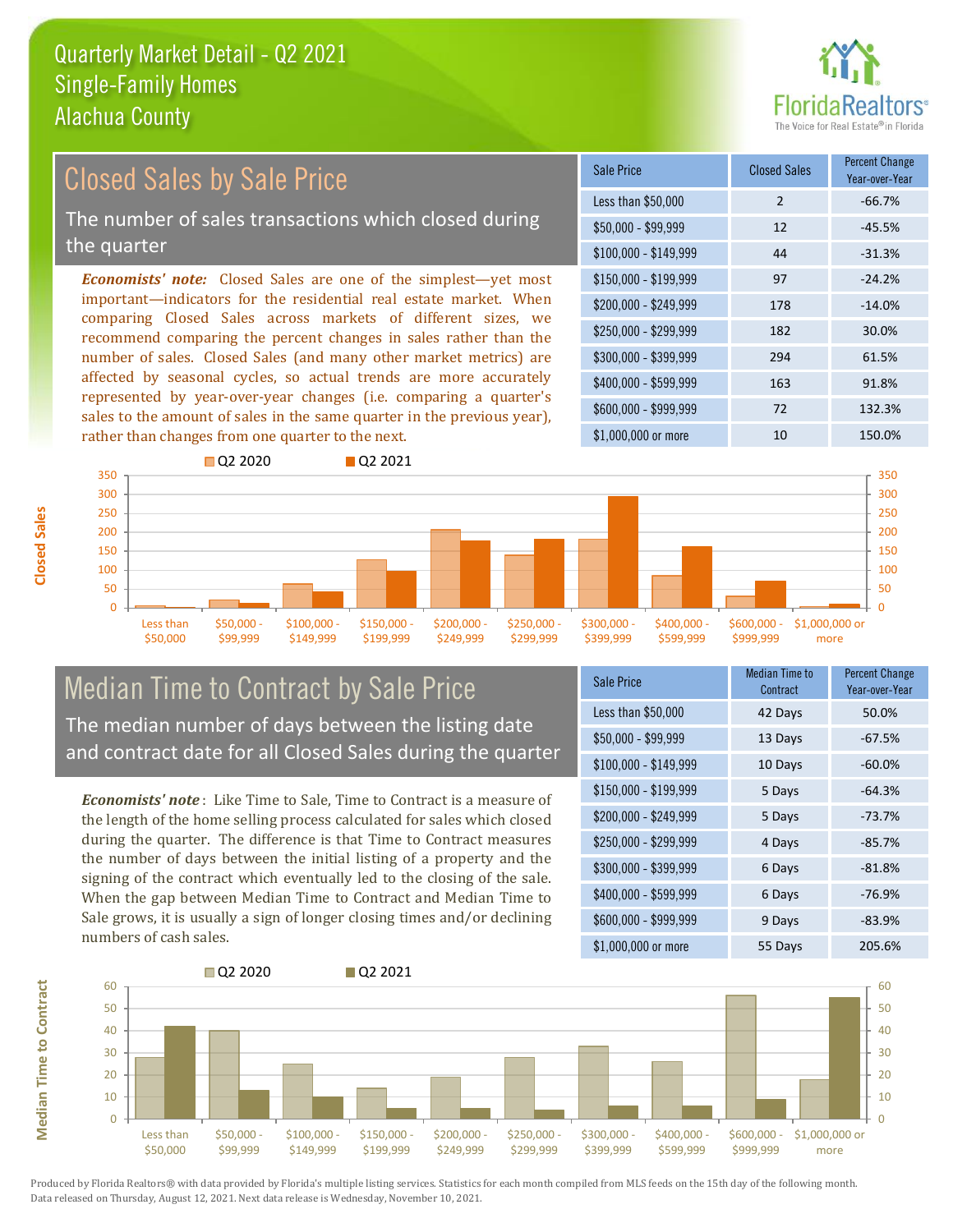Quarterly Market Detail - Q2 2021
Single-Family Homes
Alachua County

## Closed Sales by Sale Price

The number of sales transactions which closed during the quarter

*Economists' note:* Closed Sales are one of the simplest—yet most important—indicators for the residential real estate market. When comparing Closed Sales across markets of different sizes, we recommend comparing the percent changes in sales rather than the number of sales. Closed Sales (and many other market metrics) are affected by seasonal cycles, so actual trends are more accurately represented by year-over-year changes (i.e. comparing a quarter's sales to the amount of sales in the same quarter in the previous year), rather than changes from one quarter to the next.

| Sale Price | Closed Sales | Percent Change Year-over-Year |
|---|---|---|
| Less than $50,000 | 2 | -66.7% |
| $50,000 - $99,999 | 12 | -45.5% |
| $100,000 - $149,999 | 44 | -31.3% |
| $150,000 - $199,999 | 97 | -24.2% |
| $200,000 - $249,999 | 178 | -14.0% |
| $250,000 - $299,999 | 182 | 30.0% |
| $300,000 - $399,999 | 294 | 61.5% |
| $400,000 - $599,999 | 163 | 91.8% |
| $600,000 - $999,999 | 72 | 132.3% |
| $1,000,000 or more | 10 | 150.0% |

## Median Time to Contract by Sale Price

The median number of days between the listing date and contract date for all Closed Sales during the quarter

*Economists' note*: Like Time to Sale, Time to Contract is a measure of the length of the home selling process calculated for sales which closed during the quarter. The difference is that Time to Contract measures the number of days between the initial listing of a property and the signing of the contract which eventually led to the closing of the sale. When the gap between Median Time to Contract and Median Time to Sale grows, it is usually a sign of longer closing times and/or declining numbers of cash sales.

| Sale Price | Median Time to Contract | Percent Change Year-over-Year |
|---|---|---|
| Less than $50,000 | 42 Days | 50.0% |
| $50,000 - $99,999 | 13 Days | -67.5% |
| $100,000 - $149,999 | 10 Days | -60.0% |
| $150,000 - $199,999 | 5 Days | -64.3% |
| $200,000 - $249,999 | 5 Days | -73.7% |
| $250,000 - $299,999 | 4 Days | -85.7% |
| $300,000 - $399,999 | 6 Days | -81.8% |
| $400,000 - $599,999 | 6 Days | -76.9% |
| $600,000 - $999,999 | 9 Days | -83.9% |
| $1,000,000 or more | 55 Days | 205.6% |

Produced by Florida Realtors® with data provided by Florida's multiple listing services. Statistics for each month compiled from MLS feeds on the 15th day of the following month. Data released on Thursday, August 12, 2021. Next data release is Wednesday, November 10, 2021.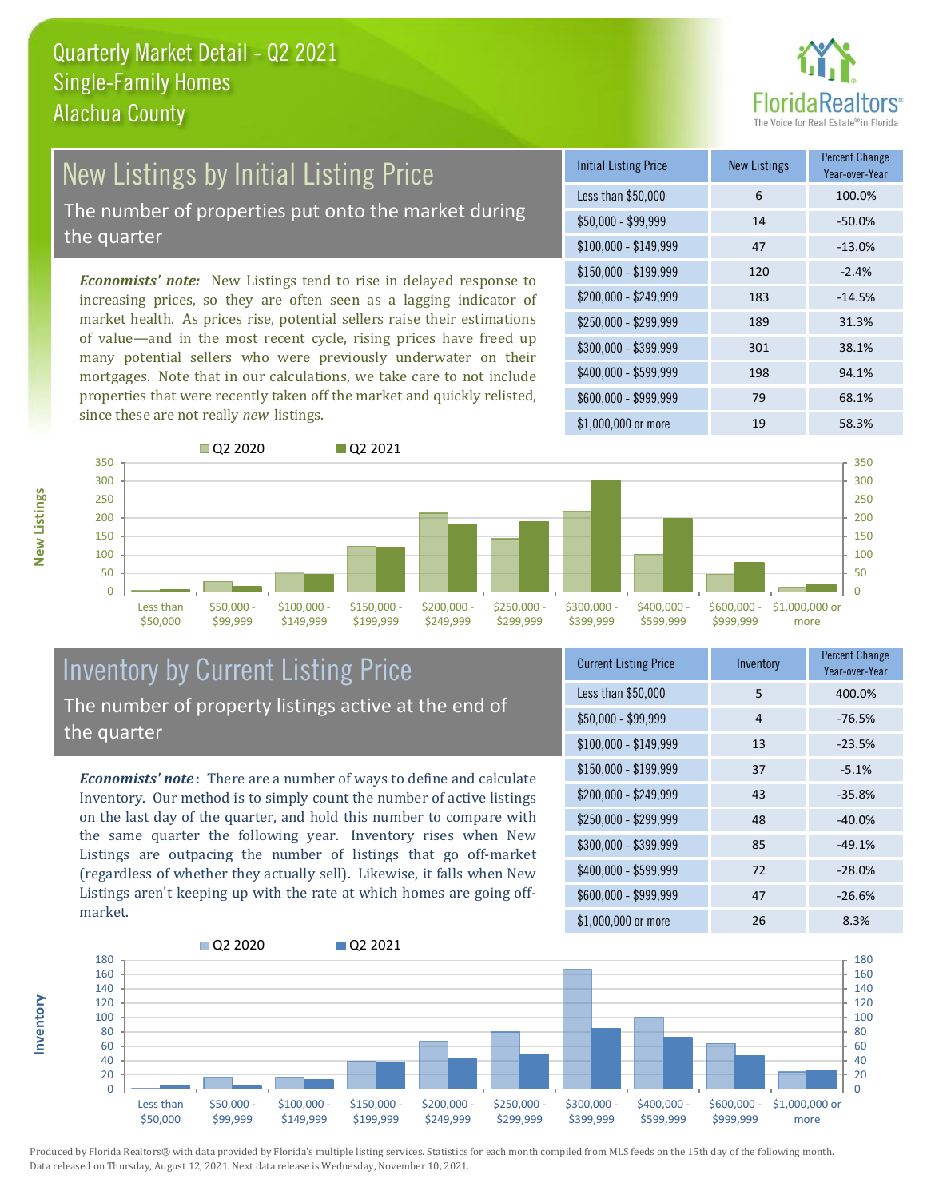# Quarterly Market Detail - Q2 2021
## Single-Family Homes
## Alachua County

## New Listings by Initial Listing Price

The number of properties put onto the market during the quarter

*Economists' note:* New Listings tend to rise in delayed response to increasing prices, so they are often seen as a lagging indicator of market health. As prices rise, potential sellers raise their estimations of value—and in the most recent cycle, rising prices have freed up many potential sellers who were previously underwater on their mortgages. Note that in our calculations, we take care to not include properties that were recently taken off the market and quickly relisted, since these are not really *new* listings.

| Initial Listing Price | New Listings | Percent Change Year-over-Year |
|---|---|---|
| Less than $50,000 | 6 | 100.0% |
| $50,000 - $99,999 | 14 | -50.0% |
| $100,000 - $149,999 | 47 | -13.0% |
| $150,000 - $199,999 | 120 | -2.4% |
| $200,000 - $249,999 | 183 | -14.5% |
| $250,000 - $299,999 | 189 | 31.3% |
| $300,000 - $399,999 | 301 | 38.1% |
| $400,000 - $599,999 | 198 | 94.1% |
| $600,000 - $999,999 | 79 | 68.1% |
| $1,000,000 or more | 19 | 58.3% |

## Inventory by Current Listing Price

The number of property listings active at the end of the quarter

*Economists' note*: There are a number of ways to define and calculate Inventory. Our method is to simply count the number of active listings on the last day of the quarter, and hold this number to compare with the same quarter the following year. Inventory rises when New Listings are outpacing the number of listings that go off-market (regardless of whether they actually sell). Likewise, it falls when New Listings aren't keeping up with the rate at which homes are going off-market.

| Current Listing Price | Inventory | Percent Change Year-over-Year |
|---|---|---|
| Less than $50,000 | 5 | 400.0% |
| $50,000 - $99,999 | 4 | -76.5% |
| $100,000 - $149,999 | 13 | -23.5% |
| $150,000 - $199,999 | 37 | -5.1% |
| $200,000 - $249,999 | 43 | -35.8% |
| $250,000 - $299,999 | 48 | -40.0% |
| $300,000 - $399,999 | 85 | -49.1% |
| $400,000 - $599,999 | 72 | -28.0% |
| $600,000 - $999,999 | 47 | -26.6% |
| $1,000,000 or more | 26 | 8.3% |

Produced by Florida Realtors® with data provided by Florida's multiple listing services. Statistics for each month compiled from MLS feeds on the 15th day of the following month. Data released on Thursday, August 12, 2021. Next data release is Wednesday, November 10, 2021.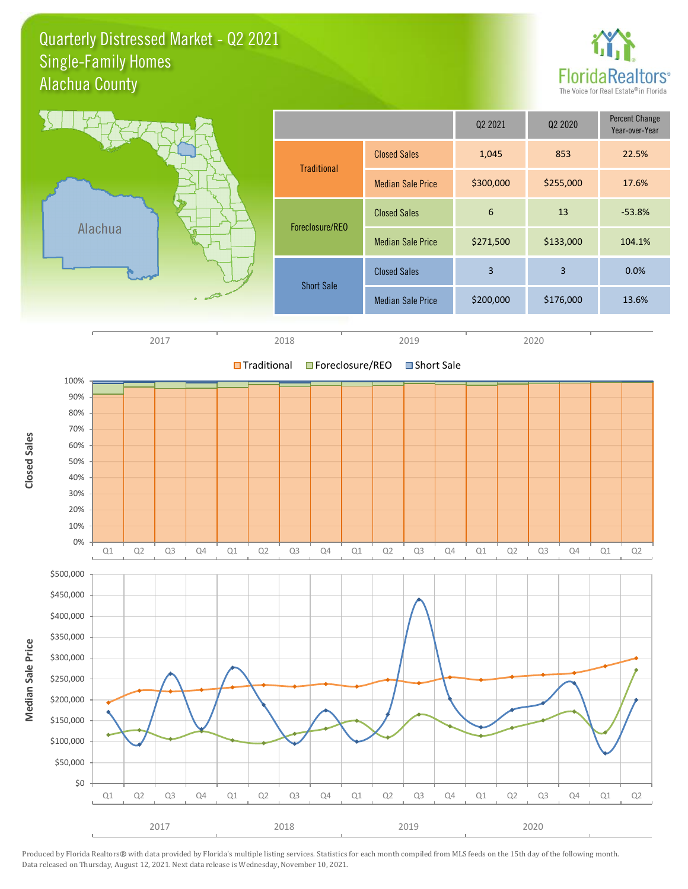# Quarterly Distressed Market - Q2 2021
## Single-Family Homes
## Alachua County

| | | Q2 2021 | Q2 2020 | Percent Change Year-over-Year |
|---|---|---|---|---|
| Traditional | Closed Sales | 1,045 | 853 | 22.5% |
| | Median Sale Price | $300,000 | $255,000 | 17.6% |
| Foreclosure/REO | Closed Sales | 6 | 13 | -53.8% |
| | Median Sale Price | $271,500 | $133,000 | 104.1% |
| Short Sale | Closed Sales | 3 | 3 | 0.0% |
| | Median Sale Price | $200,000 | $176,000 | 13.6% |

Produced by Florida Realtors® with data provided by Florida's multiple listing services. Statistics for each month compiled from MLS feeds on the 15th day of the following month. Data released on Thursday, August 12, 2021. Next data release is Wednesday, November 10, 2021.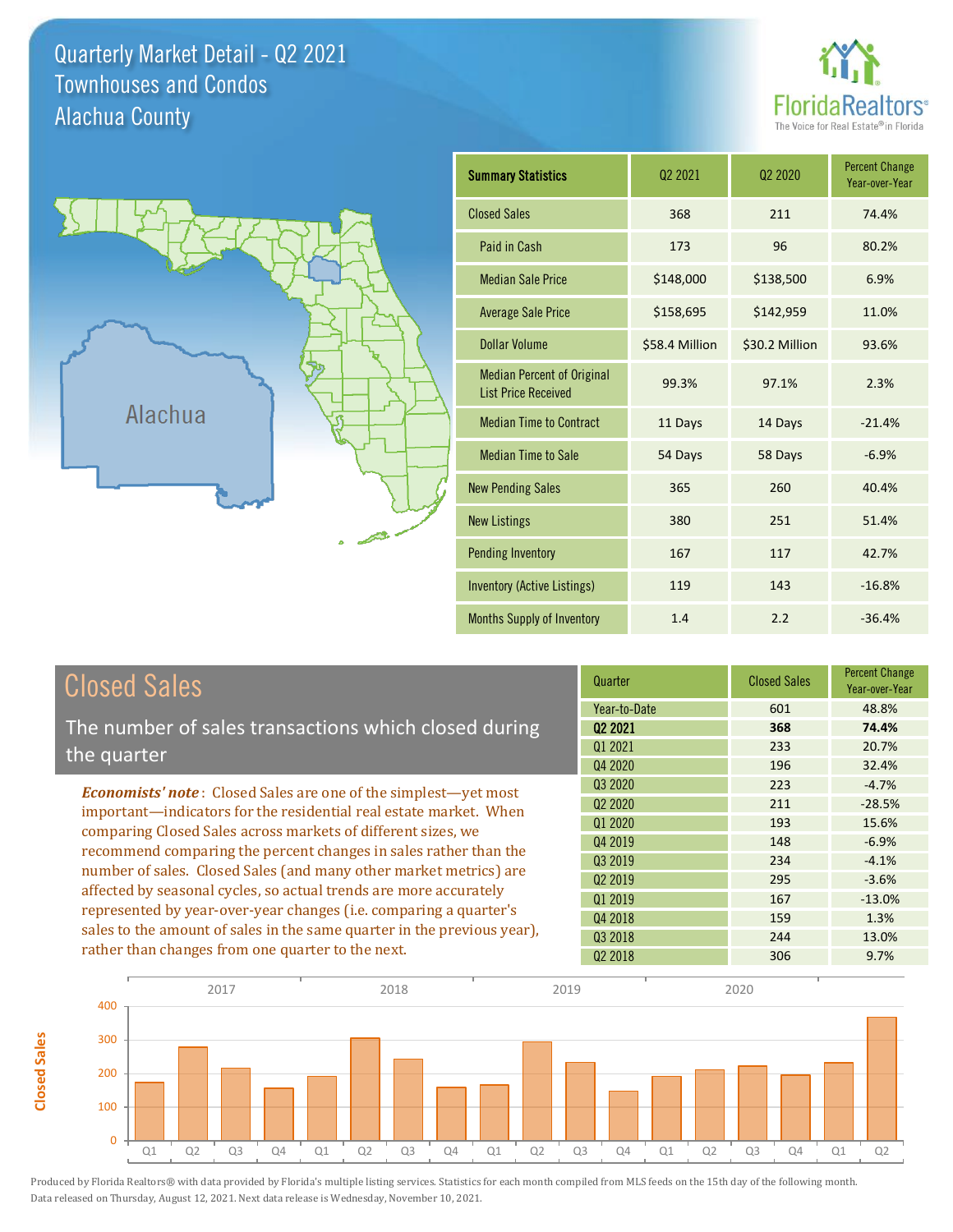# Quarterly Market Detail - Q2 2021
## Townhouses and Condos
## Alachua County

| Summary Statistics | Q2 2021 | Q2 2020 | Percent Change Year-over-Year |
|---|---|---|---|
| Closed Sales | 368 | 211 | 74.4% |
| Paid in Cash | 173 | 96 | 80.2% |
| Median Sale Price | $148,000 | $138,500 | 6.9% |
| Average Sale Price | $158,695 | $142,959 | 11.0% |
| Dollar Volume | $58.4 Million | $30.2 Million | 93.6% |
| Median Percent of Original List Price Received | 99.3% | 97.1% | 2.3% |
| Median Time to Contract | 11 Days | 14 Days | -21.4% |
| Median Time to Sale | 54 Days | 58 Days | -6.9% |
| New Pending Sales | 365 | 260 | 40.4% |
| New Listings | 380 | 251 | 51.4% |
| Pending Inventory | 167 | 117 | 42.7% |
| Inventory (Active Listings) | 119 | 143 | -16.8% |
| Months Supply of Inventory | 1.4 | 2.2 | -36.4% |

## Closed Sales

The number of sales transactions which closed during the quarter

***Economists' note***: Closed Sales are one of the simplest—yet most important—indicators for the residential real estate market. When comparing Closed Sales across markets of different sizes, we recommend comparing the percent changes in sales rather than the number of sales. Closed Sales (and many other market metrics) are affected by seasonal cycles, so actual trends are more accurately represented by year-over-year changes (i.e. comparing a quarter's sales to the amount of sales in the same quarter in the previous year), rather than changes from one quarter to the next.

| Quarter | Closed Sales | Percent Change Year-over-Year |
|---|---|---|
| Year-to-Date | 601 | 48.8% |
| **Q2 2021** | **368** | **74.4%** |
| Q1 2021 | 233 | 20.7% |
| Q4 2020 | 196 | 32.4% |
| Q3 2020 | 223 | -4.7% |
| Q2 2020 | 211 | -28.5% |
| Q1 2020 | 193 | 15.6% |
| Q4 2019 | 148 | -6.9% |
| Q3 2019 | 234 | -4.1% |
| Q2 2019 | 295 | -3.6% |
| Q1 2019 | 167 | -13.0% |
| Q4 2018 | 159 | 1.3% |
| Q3 2018 | 244 | 13.0% |
| Q2 2018 | 306 | 9.7% |

Produced by Florida Realtors® with data provided by Florida's multiple listing services. Statistics for each month compiled from MLS feeds on the 15th day of the following month. Data released on Thursday, August 12, 2021. Next data release is Wednesday, November 10, 2021.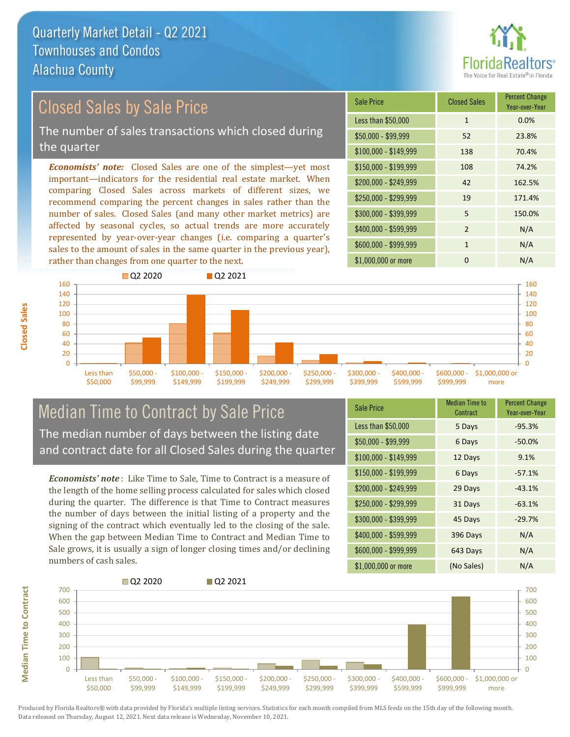# Quarterly Market Detail - Q2 2021
## Townhouses and Condos
## Alachua County

## Closed Sales by Sale Price

The number of sales transactions which closed during the quarter

***Economists' note:*** Closed Sales are one of the simplest—yet most important—indicators for the residential real estate market. When comparing Closed Sales across markets of different sizes, we recommend comparing the percent changes in sales rather than the number of sales. Closed Sales (and many other market metrics) are affected by seasonal cycles, so actual trends are more accurately represented by year-over-year changes (i.e. comparing a quarter's sales to the amount of sales in the same quarter in the previous year), rather than changes from one quarter to the next.

| Sale Price | Closed Sales | Percent Change Year-over-Year |
|---|---|---|
| Less than $50,000 | 1 | 0.0% |
| $50,000 - $99,999 | 52 | 23.8% |
| $100,000 - $149,999 | 138 | 70.4% |
| $150,000 - $199,999 | 108 | 74.2% |
| $200,000 - $249,999 | 42 | 162.5% |
| $250,000 - $299,999 | 19 | 171.4% |
| $300,000 - $399,999 | 5 | 150.0% |
| $400,000 - $599,999 | 2 | N/A |
| $600,000 - $999,999 | 1 | N/A |
| $1,000,000 or more | 0 | N/A |

## Median Time to Contract by Sale Price

The median number of days between the listing date and contract date for all Closed Sales during the quarter

***Economists' note***: Like Time to Sale, Time to Contract is a measure of the length of the home selling process calculated for sales which closed during the quarter. The difference is that Time to Contract measures the number of days between the initial listing of a property and the signing of the contract which eventually led to the closing of the sale. When the gap between Median Time to Contract and Median Time to Sale grows, it is usually a sign of longer closing times and/or declining numbers of cash sales.

| Sale Price | Median Time to Contract | Percent Change Year-over-Year |
|---|---|---|
| Less than $50,000 | 5 Days | -95.3% |
| $50,000 - $99,999 | 6 Days | -50.0% |
| $100,000 - $149,999 | 12 Days | 9.1% |
| $150,000 - $199,999 | 6 Days | -57.1% |
| $200,000 - $249,999 | 29 Days | -43.1% |
| $250,000 - $299,999 | 31 Days | -63.1% |
| $300,000 - $399,999 | 45 Days | -29.7% |
| $400,000 - $599,999 | 396 Days | N/A |
| $600,000 - $999,999 | 643 Days | N/A |
| $1,000,000 or more | (No Sales) | N/A |

Produced by Florida Realtors® with data provided by Florida's multiple listing services. Statistics for each month compiled from MLS feeds on the 15th day of the following month. Data released on Thursday, August 12, 2021. Next data release is Wednesday, November 10, 2021.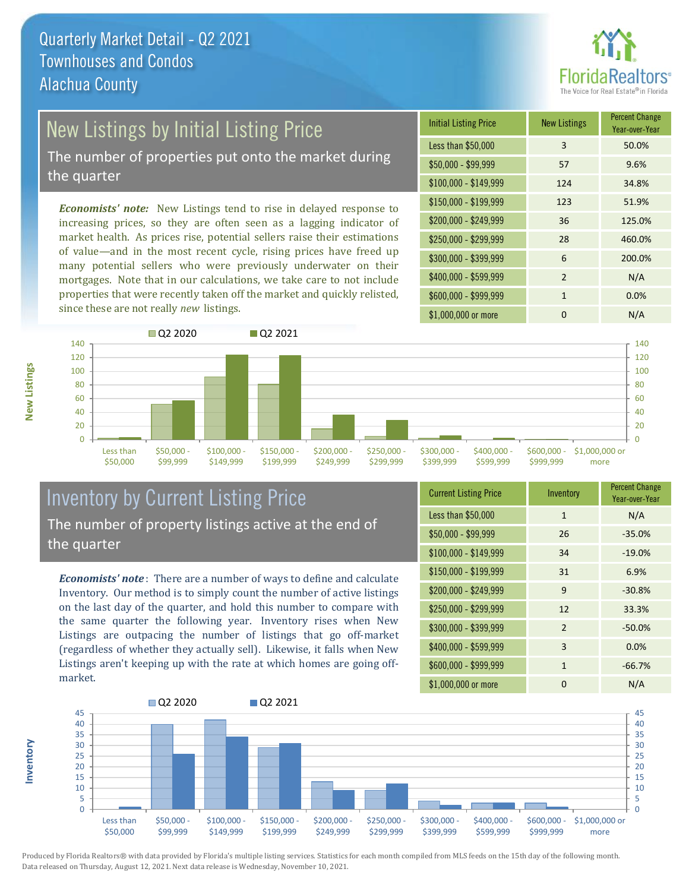# Quarterly Market Detail - Q2 2021
## Townhouses and Condos
## Alachua County

## New Listings by Initial Listing Price

The number of properties put onto the market during the quarter

*Economists' note:* New Listings tend to rise in delayed response to increasing prices, so they are often seen as a lagging indicator of market health. As prices rise, potential sellers raise their estimations of value—and in the most recent cycle, rising prices have freed up many potential sellers who were previously underwater on their mortgages. Note that in our calculations, we take care to not include properties that were recently taken off the market and quickly relisted, since these are not really *new* listings.

| Initial Listing Price | New Listings | Percent Change Year-over-Year |
|---|---|---|
| Less than $50,000 | 3 | 50.0% |
| $50,000 - $99,999 | 57 | 9.6% |
| $100,000 - $149,999 | 124 | 34.8% |
| $150,000 - $199,999 | 123 | 51.9% |
| $200,000 - $249,999 | 36 | 125.0% |
| $250,000 - $299,999 | 28 | 460.0% |
| $300,000 - $399,999 | 6 | 200.0% |
| $400,000 - $599,999 | 2 | N/A |
| $600,000 - $999,999 | 1 | 0.0% |
| $1,000,000 or more | 0 | N/A |

## Inventory by Current Listing Price

The number of property listings active at the end of the quarter

*Economists' note*: There are a number of ways to define and calculate Inventory. Our method is to simply count the number of active listings on the last day of the quarter, and hold this number to compare with the same quarter the following year. Inventory rises when New Listings are outpacing the number of listings that go off-market (regardless of whether they actually sell). Likewise, it falls when New Listings aren't keeping up with the rate at which homes are going off-market.

| Current Listing Price | Inventory | Percent Change Year-over-Year |
|---|---|---|
| Less than $50,000 | 1 | N/A |
| $50,000 - $99,999 | 26 | -35.0% |
| $100,000 - $149,999 | 34 | -19.0% |
| $150,000 - $199,999 | 31 | 6.9% |
| $200,000 - $249,999 | 9 | -30.8% |
| $250,000 - $299,999 | 12 | 33.3% |
| $300,000 - $399,999 | 2 | -50.0% |
| $400,000 - $599,999 | 3 | 0.0% |
| $600,000 - $999,999 | 1 | -66.7% |
| $1,000,000 or more | 0 | N/A |

Produced by Florida Realtors® with data provided by Florida's multiple listing services. Statistics for each month compiled from MLS feeds on the 15th day of the following month. Data released on Thursday, August 12, 2021. Next data release is Wednesday, November 10, 2021.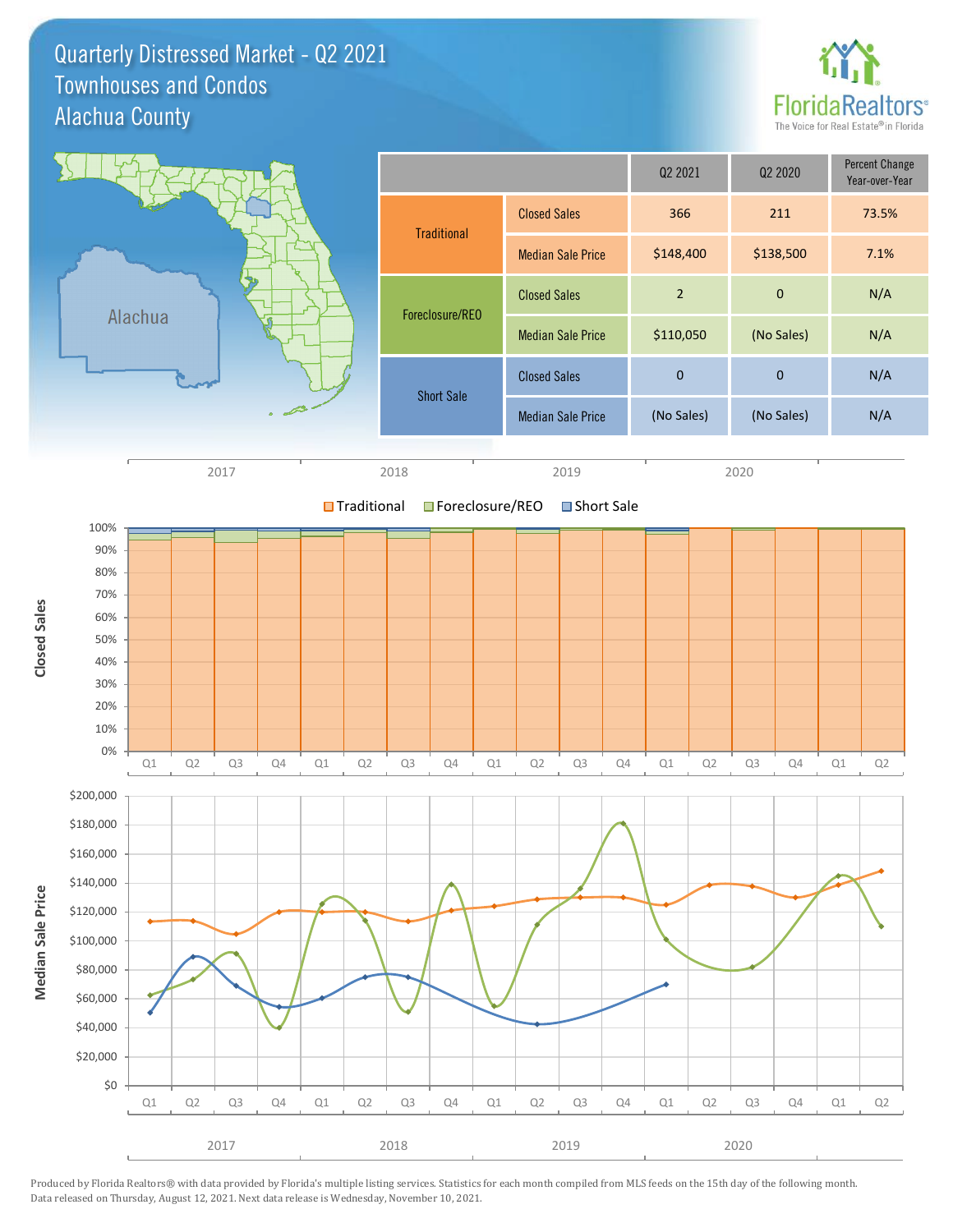# Quarterly Distressed Market - Q2 2021
## Townhouses and Condos
## Alachua County

| | | Q2 2021 | Q2 2020 | Percent Change Year-over-Year |
|---|---|---|---|---|
| Traditional | Closed Sales | 366 | 211 | 73.5% |
| | Median Sale Price | $148,400 | $138,500 | 7.1% |
| Foreclosure/REO | Closed Sales | 2 | 0 | N/A |
| | Median Sale Price | $110,050 | (No Sales) | N/A |
| Short Sale | Closed Sales | 0 | 0 | N/A |
| | Median Sale Price | (No Sales) | (No Sales) | N/A |

Produced by Florida Realtors® with data provided by Florida's multiple listing services. Statistics for each month compiled from MLS feeds on the 15th day of the following month. Data released on Thursday, August 12, 2021. Next data release is Wednesday, November 10, 2021.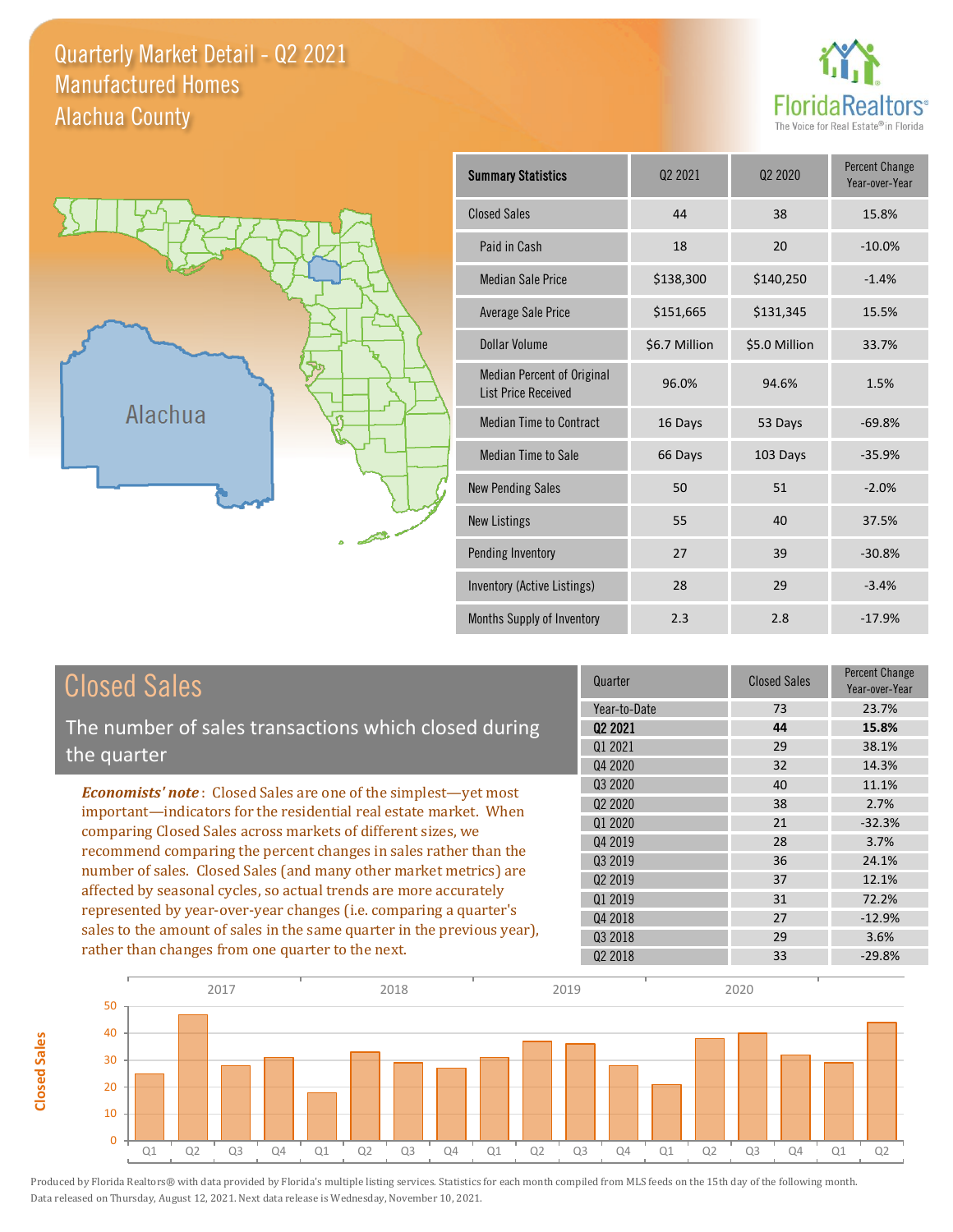# Quarterly Market Detail - Q2 2021
## Manufactured Homes
## Alachua County

FloridaRealtors® The Voice for Real Estate® in Florida

Alachua

| Summary Statistics | Q2 2021 | Q2 2020 | Percent Change Year-over-Year |
|---|---|---|---|
| Closed Sales | 44 | 38 | 15.8% |
| Paid in Cash | 18 | 20 | -10.0% |
| Median Sale Price | $138,300 | $140,250 | -1.4% |
| Average Sale Price | $151,665 | $131,345 | 15.5% |
| Dollar Volume | $6.7 Million | $5.0 Million | 33.7% |
| Median Percent of Original List Price Received | 96.0% | 94.6% | 1.5% |
| Median Time to Contract | 16 Days | 53 Days | -69.8% |
| Median Time to Sale | 66 Days | 103 Days | -35.9% |
| New Pending Sales | 50 | 51 | -2.0% |
| New Listings | 55 | 40 | 37.5% |
| Pending Inventory | 27 | 39 | -30.8% |
| Inventory (Active Listings) | 28 | 29 | -3.4% |
| Months Supply of Inventory | 2.3 | 2.8 | -17.9% |

## Closed Sales

The number of sales transactions which closed during the quarter

***Economists' note***: Closed Sales are one of the simplest—yet most important—indicators for the residential real estate market. When comparing Closed Sales across markets of different sizes, we recommend comparing the percent changes in sales rather than the number of sales. Closed Sales (and many other market metrics) are affected by seasonal cycles, so actual trends are more accurately represented by year-over-year changes (i.e. comparing a quarter's sales to the amount of sales in the same quarter in the previous year), rather than changes from one quarter to the next.

| Quarter | Closed Sales | Percent Change Year-over-Year |
|---|---|---|
| Year-to-Date | 73 | 23.7% |
| **Q2 2021** | **44** | **15.8%** |
| Q1 2021 | 29 | 38.1% |
| Q4 2020 | 32 | 14.3% |
| Q3 2020 | 40 | 11.1% |
| Q2 2020 | 38 | 2.7% |
| Q1 2020 | 21 | -32.3% |
| Q4 2019 | 28 | 3.7% |
| Q3 2019 | 36 | 24.1% |
| Q2 2019 | 37 | 12.1% |
| Q1 2019 | 31 | 72.2% |
| Q4 2018 | 27 | -12.9% |
| Q3 2018 | 29 | 3.6% |
| Q2 2018 | 33 | -29.8% |

Produced by Florida Realtors® with data provided by Florida's multiple listing services. Statistics for each month compiled from MLS feeds on the 15th day of the following month. Data released on Thursday, August 12, 2021. Next data release is Wednesday, November 10, 2021.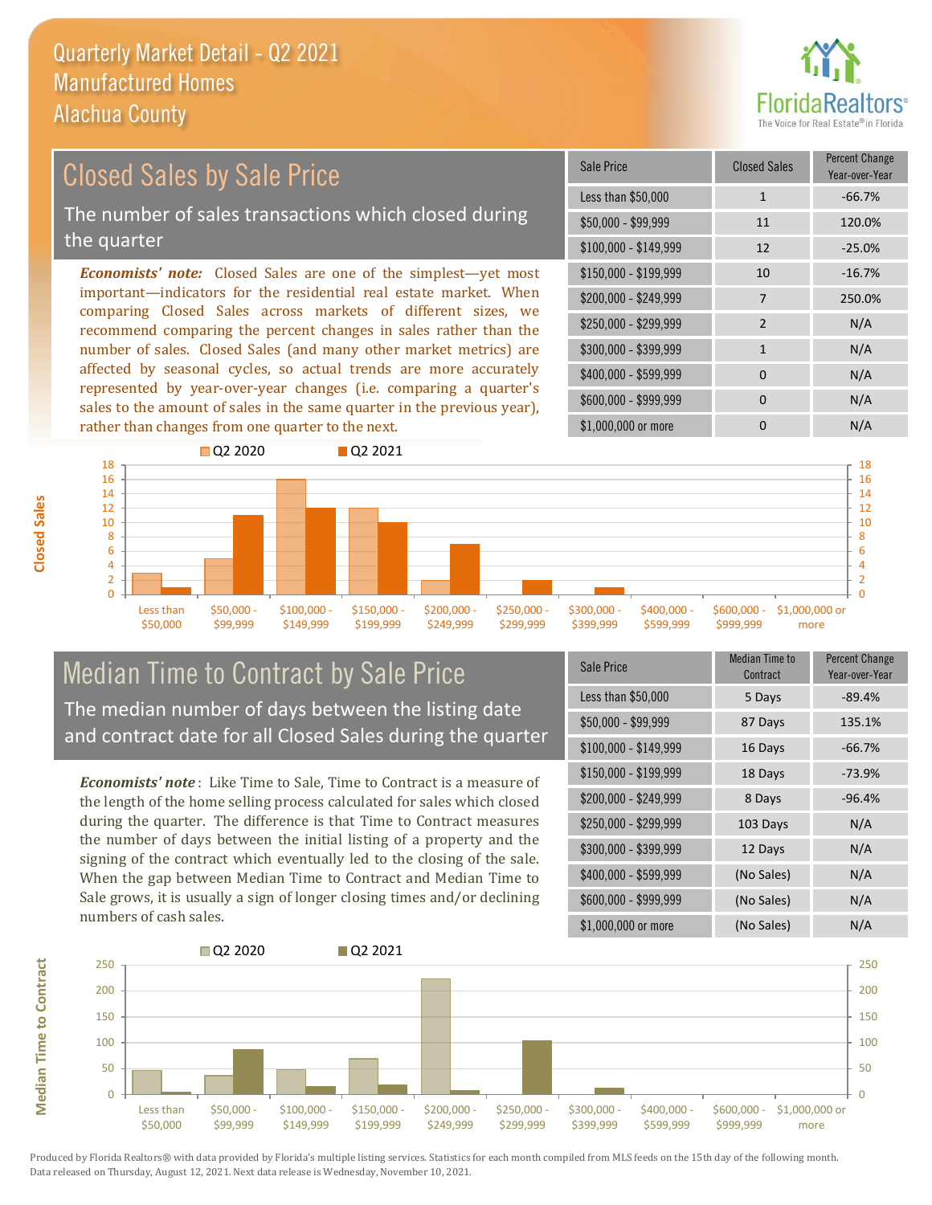# Quarterly Market Detail - Q2 2021
## Manufactured Homes
## Alachua County

## Closed Sales by Sale Price

The number of sales transactions which closed during the quarter

***Economists' note:*** Closed Sales are one of the simplest—yet most important—indicators for the residential real estate market. When comparing Closed Sales across markets of different sizes, we recommend comparing the percent changes in sales rather than the number of sales. Closed Sales (and many other market metrics) are affected by seasonal cycles, so actual trends are more accurately represented by year-over-year changes (i.e. comparing a quarter's sales to the amount of sales in the same quarter in the previous year), rather than changes from one quarter to the next.

| Sale Price | Closed Sales | Percent Change Year-over-Year |
|---|---|---|
| Less than $50,000 | 1 | -66.7% |
| $50,000 - $99,999 | 11 | 120.0% |
| $100,000 - $149,999 | 12 | -25.0% |
| $150,000 - $199,999 | 10 | -16.7% |
| $200,000 - $249,999 | 7 | 250.0% |
| $250,000 - $299,999 | 2 | N/A |
| $300,000 - $399,999 | 1 | N/A |
| $400,000 - $599,999 | 0 | N/A |
| $600,000 - $999,999 | 0 | N/A |
| $1,000,000 or more | 0 | N/A |

## Median Time to Contract by Sale Price

The median number of days between the listing date and contract date for all Closed Sales during the quarter

***Economists' note*** : Like Time to Sale, Time to Contract is a measure of the length of the home selling process calculated for sales which closed during the quarter. The difference is that Time to Contract measures the number of days between the initial listing of a property and the signing of the contract which eventually led to the closing of the sale. When the gap between Median Time to Contract and Median Time to Sale grows, it is usually a sign of longer closing times and/or declining numbers of cash sales.

| Sale Price | Median Time to Contract | Percent Change Year-over-Year |
|---|---|---|
| Less than $50,000 | 5 Days | -89.4% |
| $50,000 - $99,999 | 87 Days | 135.1% |
| $100,000 - $149,999 | 16 Days | -66.7% |
| $150,000 - $199,999 | 18 Days | -73.9% |
| $200,000 - $249,999 | 8 Days | -96.4% |
| $250,000 - $299,999 | 103 Days | N/A |
| $300,000 - $399,999 | 12 Days | N/A |
| $400,000 - $599,999 | (No Sales) | N/A |
| $600,000 - $999,999 | (No Sales) | N/A |
| $1,000,000 or more | (No Sales) | N/A |

Produced by Florida Realtors® with data provided by Florida's multiple listing services. Statistics for each month compiled from MLS feeds on the 15th day of the following month. Data released on Thursday, August 12, 2021. Next data release is Wednesday, November 10, 2021.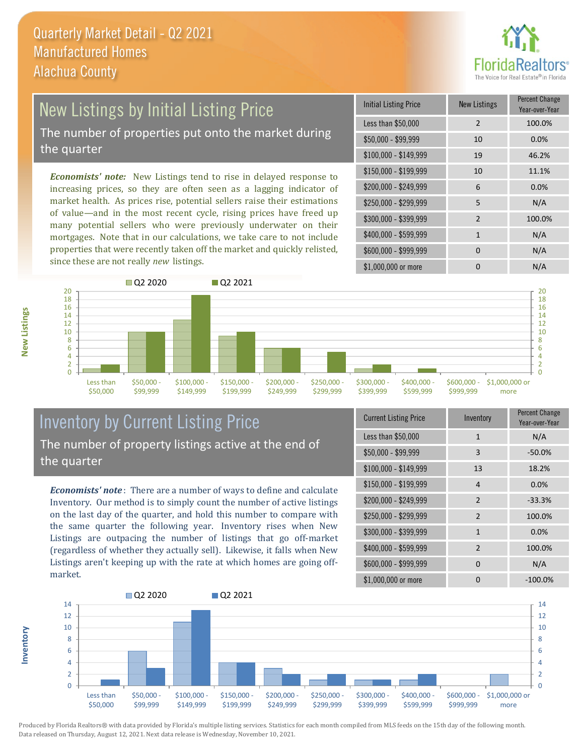# Quarterly Market Detail - Q2 2021
## Manufactured Homes
## Alachua County

## New Listings by Initial Listing Price

The number of properties put onto the market during the quarter

*Economists' note:* New Listings tend to rise in delayed response to increasing prices, so they are often seen as a lagging indicator of market health. As prices rise, potential sellers raise their estimations of value—and in the most recent cycle, rising prices have freed up many potential sellers who were previously underwater on their mortgages. Note that in our calculations, we take care to not include properties that were recently taken off the market and quickly relisted, since these are not really *new* listings.

| Initial Listing Price | New Listings | Percent Change Year-over-Year |
|---|---|---|
| Less than $50,000 | 2 | 100.0% |
| $50,000 - $99,999 | 10 | 0.0% |
| $100,000 - $149,999 | 19 | 46.2% |
| $150,000 - $199,999 | 10 | 11.1% |
| $200,000 - $249,999 | 6 | 0.0% |
| $250,000 - $299,999 | 5 | N/A |
| $300,000 - $399,999 | 2 | 100.0% |
| $400,000 - $599,999 | 1 | N/A |
| $600,000 - $999,999 | 0 | N/A |
| $1,000,000 or more | 0 | N/A |

## Inventory by Current Listing Price

The number of property listings active at the end of the quarter

*Economists' note*: There are a number of ways to define and calculate Inventory. Our method is to simply count the number of active listings on the last day of the quarter, and hold this number to compare with the same quarter the following year. Inventory rises when New Listings are outpacing the number of listings that go off-market (regardless of whether they actually sell). Likewise, it falls when New Listings aren't keeping up with the rate at which homes are going off-market.

| Current Listing Price | Inventory | Percent Change Year-over-Year |
|---|---|---|
| Less than $50,000 | 1 | N/A |
| $50,000 - $99,999 | 3 | -50.0% |
| $100,000 - $149,999 | 13 | 18.2% |
| $150,000 - $199,999 | 4 | 0.0% |
| $200,000 - $249,999 | 2 | -33.3% |
| $250,000 - $299,999 | 2 | 100.0% |
| $300,000 - $399,999 | 1 | 0.0% |
| $400,000 - $599,999 | 2 | 100.0% |
| $600,000 - $999,999 | 0 | N/A |
| $1,000,000 or more | 0 | -100.0% |

Produced by Florida Realtors® with data provided by Florida's multiple listing services. Statistics for each month compiled from MLS feeds on the 15th day of the following month. Data released on Thursday, August 12, 2021. Next data release is Wednesday, November 10, 2021.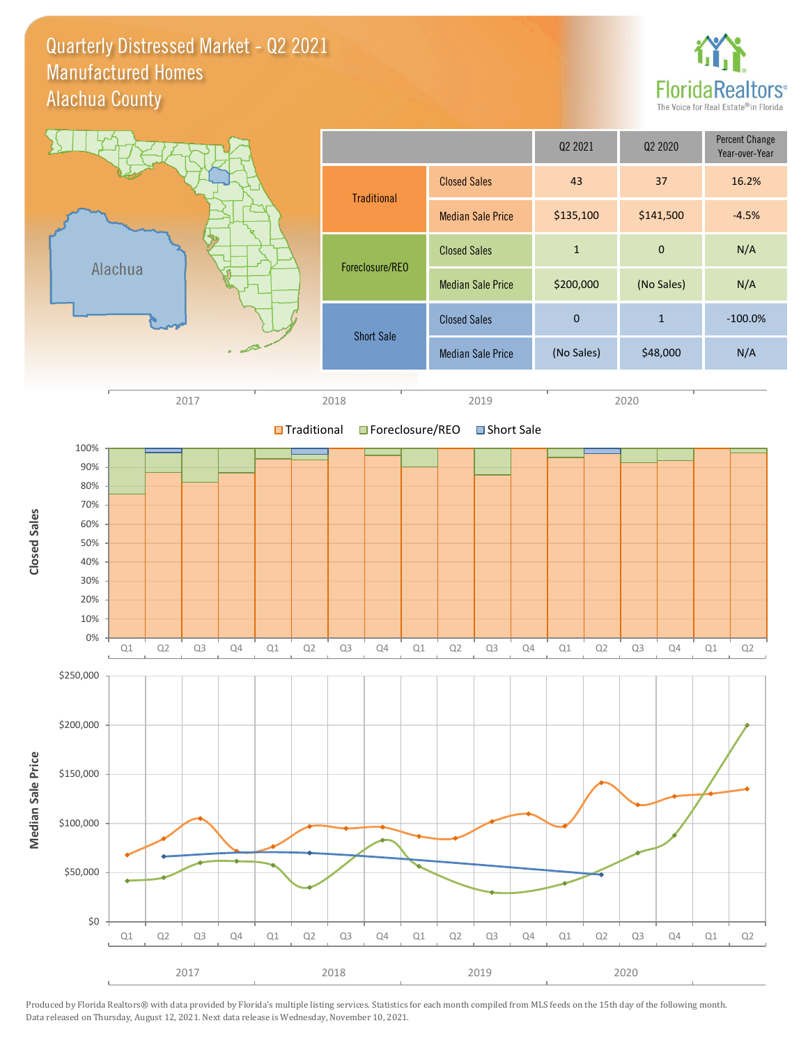# Quarterly Distressed Market - Q2 2021
## Manufactured Homes
## Alachua County

FloridaRealtors®
The Voice for Real Estate® in Florida

Alachua

| | | Q2 2021 | Q2 2020 | Percent Change Year-over-Year |
|---|---|---|---|---|
| Traditional | Closed Sales | 43 | 37 | 16.2% |
| | Median Sale Price | $135,100 | $141,500 | -4.5% |
| Foreclosure/REO | Closed Sales | 1 | 0 | N/A |
| | Median Sale Price | $200,000 | (No Sales) | N/A |
| Short Sale | Closed Sales | 0 | 1 | -100.0% |
| | Median Sale Price | (No Sales) | $48,000 | N/A |

2017 2018 2019 2020

Traditional Foreclosure/REO Short Sale

Closed Sales

100% 90% 80% 70% 60% 50% 40% 30% 20% 10% 0%

Q1 Q2 Q3 Q4 Q1 Q2 Q3 Q4 Q1 Q2 Q3 Q4 Q1 Q2 Q3 Q4 Q1 Q2

Median Sale Price

$250,000 $200,000 $150,000 $100,000 $50,000 $0

Q1 Q2 Q3 Q4 Q1 Q2 Q3 Q4 Q1 Q2 Q3 Q4 Q1 Q2 Q3 Q4 Q1 Q2

2017 2018 2019 2020

Produced by Florida Realtors® with data provided by Florida's multiple listing services. Statistics for each month compiled from MLS feeds on the 15th day of the following month. Data released on Thursday, August 12, 2021. Next data release is Wednesday, November 10, 2021.